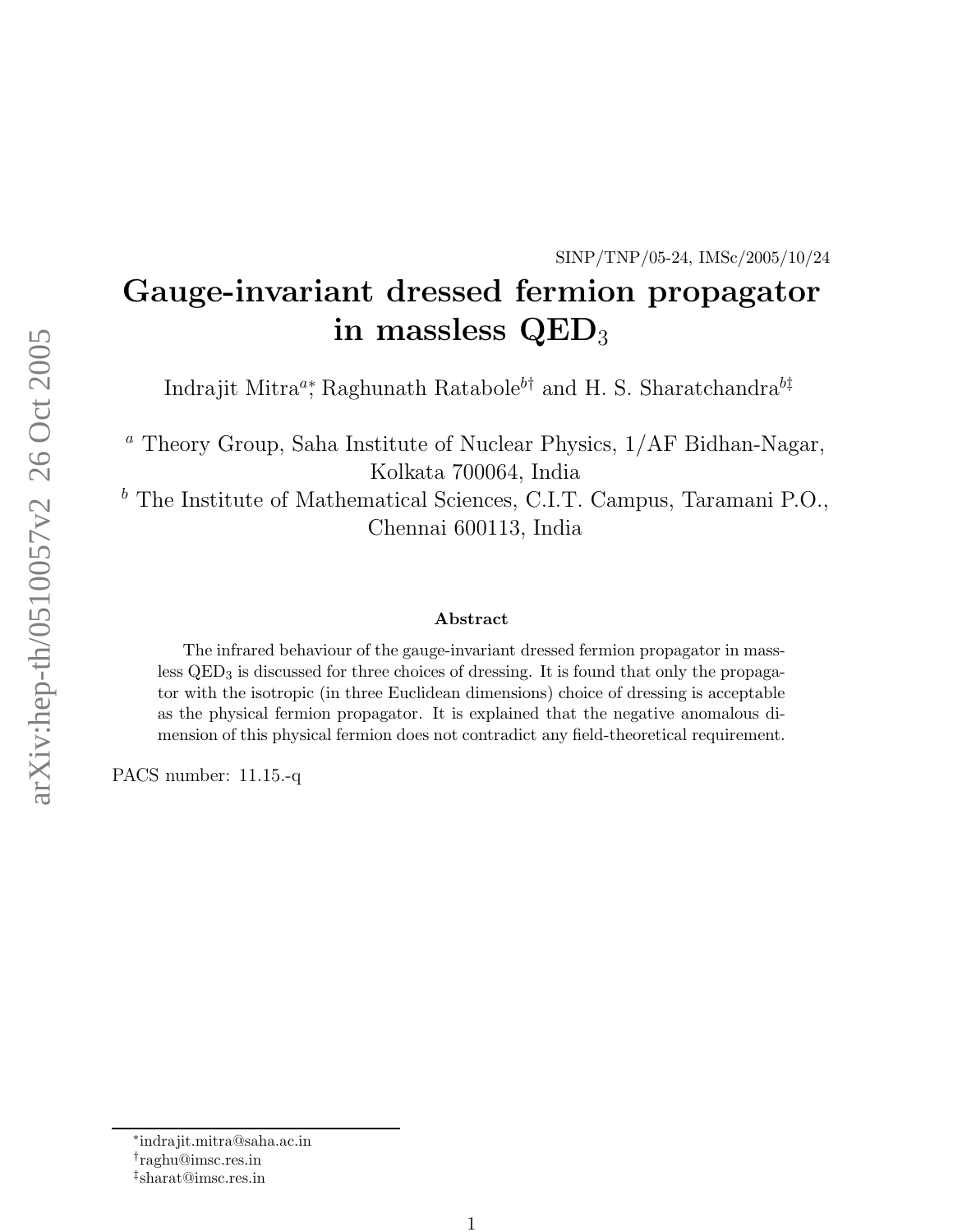SINP/TNP/05-24, IMSc/2005/10/24

# Gauge-invariant dressed fermion propagator in massless $\text{QED}_3$

Indrajit Mitra[a*], Raghunath Ratabole[b†] and H. S. Sharatchandra[b‡]

[a] Theory Group, Saha Institute of Nuclear Physics, 1/AF Bidhan-Nagar, Kolkata 700064, India

[b] The Institute of Mathematical Sciences, C.I.T. Campus, Taramani P.O., Chennai 600113, India

### Abstract

The infrared behaviour of the gauge-invariant dressed fermion propagator in massless $\text{QED}_3$ is discussed for three choices of dressing. It is found that only the propagator with the isotropic (in three Euclidean dimensions) choice of dressing is acceptable as the physical fermion propagator. It is explained that the negative anomalous dimension of this physical fermion does not contradict any field-theoretical requirement.

PACS number: 11.15.-q

---

[*] indrajit.mitra@saha.ac.in

[†] raghu@imsc.res.in

[‡] sharat@imsc.res.in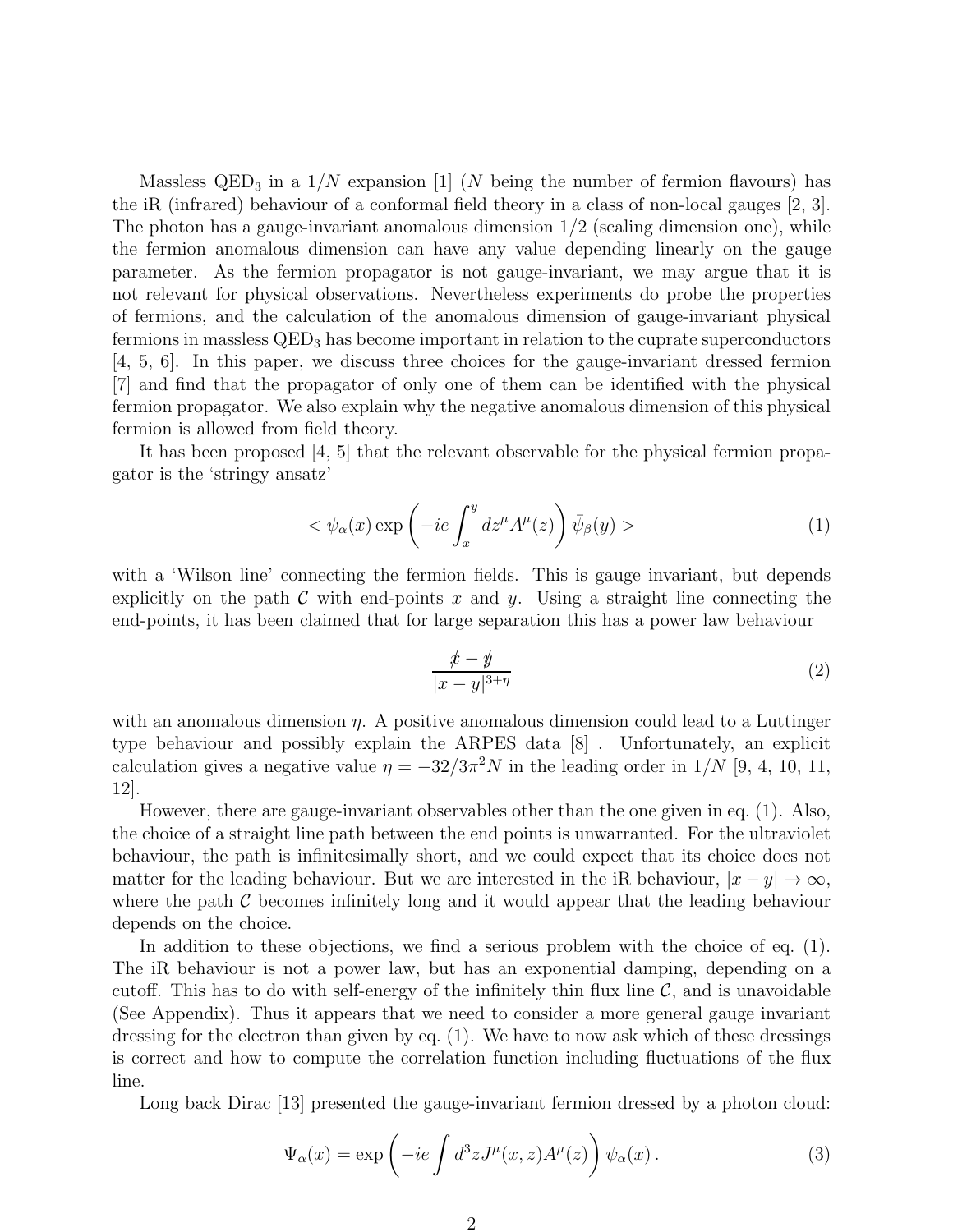Massless $\text{QED}_3$ in a $1/N$ expansion [1] ($N$ being the number of fermion flavours) has the iR (infrared) behaviour of a conformal field theory in a class of non-local gauges [2, 3]. The photon has a gauge-invariant anomalous dimension 1/2 (scaling dimension one), while the fermion anomalous dimension can have any value depending linearly on the gauge parameter. As the fermion propagator is not gauge-invariant, we may argue that it is not relevant for physical observations. Nevertheless experiments do probe the properties of fermions, and the calculation of the anomalous dimension of gauge-invariant physical fermions in massless $\text{QED}_3$ has become important in relation to the cuprate superconductors [4, 5, 6]. In this paper, we discuss three choices for the gauge-invariant dressed fermion [7] and find that the propagator of only one of them can be identified with the physical fermion propagator. We also explain why the negative anomalous dimension of this physical fermion is allowed from field theory.

It has been proposed [4, 5] that the relevant observable for the physical fermion propagator is the 'stringy ansatz'

$$< \psi_\alpha(x) \exp\left(-ie \int_x^y dz^\mu A^\mu(z)\right) \bar{\psi}_\beta(y) > \tag{1}$$

with a 'Wilson line' connecting the fermion fields. This is gauge invariant, but depends explicitly on the path $\mathcal{C}$ with end-points $x$ and $y$. Using a straight line connecting the end-points, it has been claimed that for large separation this has a power law behaviour

$$\frac{\not{x} - \not{y}}{|x-y|^{3+\eta}} \tag{2}$$

with an anomalous dimension $\eta$. A positive anomalous dimension could lead to a Luttinger type behaviour and possibly explain the ARPES data [8] . Unfortunately, an explicit calculation gives a negative value $\eta = -32/3\pi^2 N$ in the leading order in $1/N$ [9, 4, 10, 11, 12].

However, there are gauge-invariant observables other than the one given in eq. (1). Also, the choice of a straight line path between the end points is unwarranted. For the ultraviolet behaviour, the path is infinitesimally short, and we could expect that its choice does not matter for the leading behaviour. But we are interested in the iR behaviour, $|x-y| \to \infty$, where the path $\mathcal{C}$ becomes infinitely long and it would appear that the leading behaviour depends on the choice.

In addition to these objections, we find a serious problem with the choice of eq. (1). The iR behaviour is not a power law, but has an exponential damping, depending on a cutoff. This has to do with self-energy of the infinitely thin flux line $\mathcal{C}$, and is unavoidable (See Appendix). Thus it appears that we need to consider a more general gauge invariant dressing for the electron than given by eq. (1). We have to now ask which of these dressings is correct and how to compute the correlation function including fluctuations of the flux line.

Long back Dirac [13] presented the gauge-invariant fermion dressed by a photon cloud:

$$\Psi_\alpha(x) = \exp\left(-ie \int d^3z J^\mu(x,z) A^\mu(z)\right) \psi_\alpha(x) \,. \tag{3}$$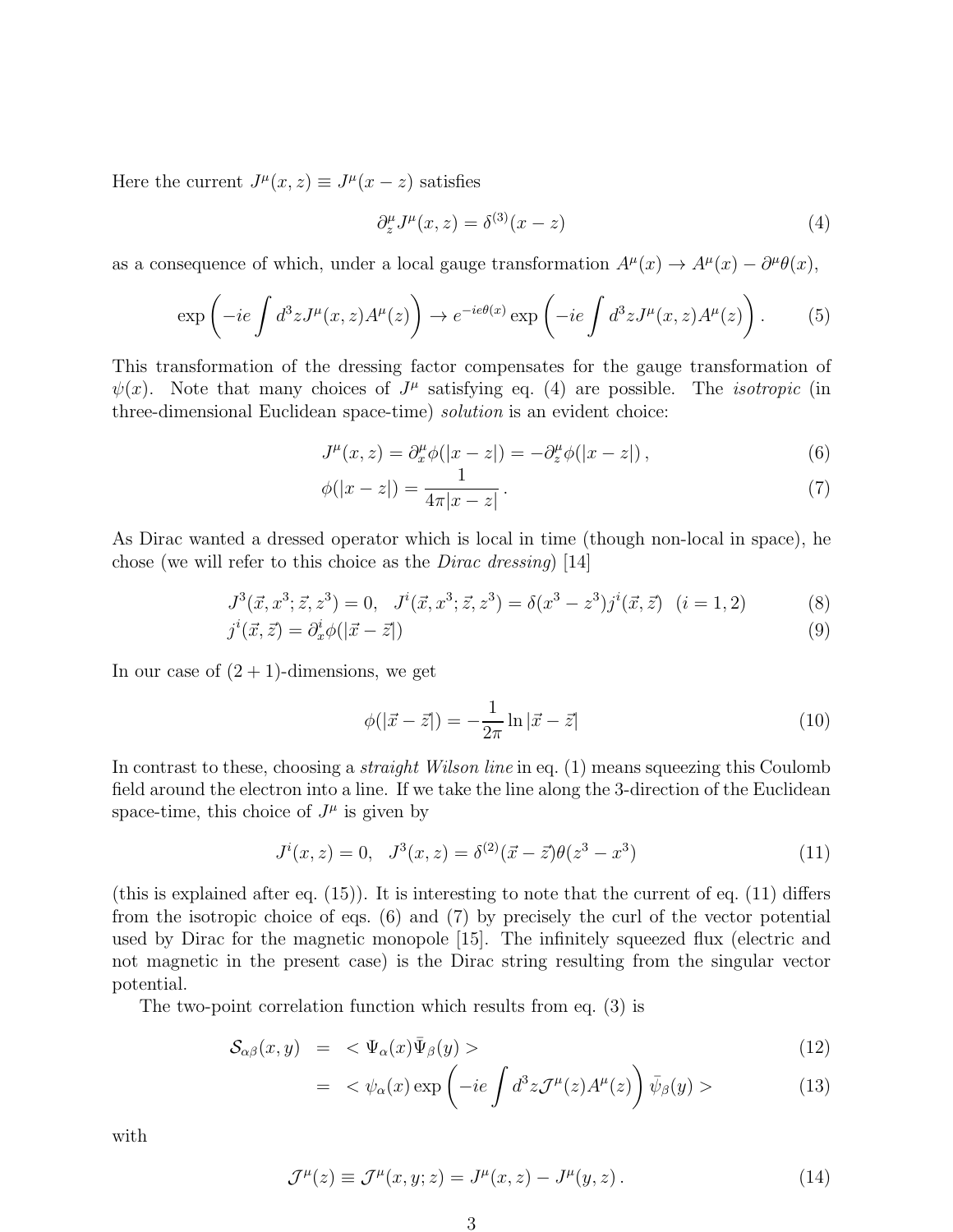Here the current $J^\mu(x,z) \equiv J^\mu(x-z)$ satisfies

$$\partial_z^\mu J^\mu(x,z) = \delta^{(3)}(x-z) \tag{4}$$

as a consequence of which, under a local gauge transformation $A^\mu(x) \to A^\mu(x) - \partial^\mu \theta(x)$,

$$\exp\left(-ie\int d^3z J^\mu(x,z)A^\mu(z)\right) \to e^{-ie\theta(x)} \exp\left(-ie\int d^3z J^\mu(x,z)A^\mu(z)\right). \tag{5}$$

This transformation of the dressing factor compensates for the gauge transformation of $\psi(x)$. Note that many choices of $J^\mu$ satisfying eq. (4) are possible. The *isotropic* (in three-dimensional Euclidean space-time) *solution* is an evident choice:

$$J^\mu(x,z) = \partial_x^\mu \phi(|x-z|) = -\partial_z^\mu \phi(|x-z|)\,, \tag{6}$$

$$\phi(|x-z|) = \frac{1}{4\pi|x-z|}\,. \tag{7}$$

As Dirac wanted a dressed operator which is local in time (though non-local in space), he chose (we will refer to this choice as the *Dirac dressing*) [14]

$$J^3(\vec{x},x^3;\vec{z},z^3) = 0, \quad J^i(\vec{x},x^3;\vec{z},z^3) = \delta(x^3-z^3)j^i(\vec{x},\vec{z}) \quad (i=1,2) \tag{8}$$

$$j^i(\vec{x},\vec{z}) = \partial_x^i \phi(|\vec{x}-\vec{z}|) \tag{9}$$

In our case of $(2+1)$-dimensions, we get

$$\phi(|\vec{x}-\vec{z}|) = -\frac{1}{2\pi}\ln|\vec{x}-\vec{z}| \tag{10}$$

In contrast to these, choosing a *straight Wilson line* in eq. (1) means squeezing this Coulomb field around the electron into a line. If we take the line along the 3-direction of the Euclidean space-time, this choice of $J^\mu$ is given by

$$J^i(x,z) = 0, \quad J^3(x,z) = \delta^{(2)}(\vec{x}-\vec{z})\theta(z^3-x^3) \tag{11}$$

(this is explained after eq. (15)). It is interesting to note that the current of eq. (11) differs from the isotropic choice of eqs. (6) and (7) by precisely the curl of the vector potential used by Dirac for the magnetic monopole [15]. The infinitely squeezed flux (electric and not magnetic in the present case) is the Dirac string resulting from the singular vector potential.

The two-point correlation function which results from eq. (3) is

$$\mathcal{S}_{\alpha\beta}(x,y) = <\Psi_\alpha(x)\bar{\Psi}_\beta(y)> \tag{12}$$

$$= <\psi_\alpha(x)\exp\left(-ie\int d^3z \mathcal{J}^\mu(z)A^\mu(z)\right)\bar{\psi}_\beta(y)> \tag{13}$$

with

$$\mathcal{J}^\mu(z) \equiv \mathcal{J}^\mu(x,y;z) = J^\mu(x,z) - J^\mu(y,z)\,. \tag{14}$$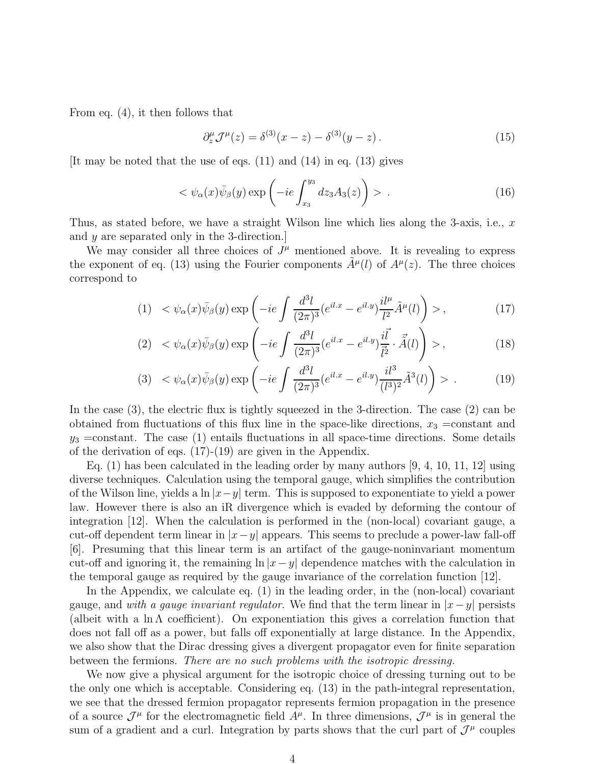From eq. (4), it then follows that

$$\partial^\mu_z \mathcal{J}^\mu(z) = \delta^{(3)}(x - z) - \delta^{(3)}(y - z)\,. \tag{15}$$

[It may be noted that the use of eqs. (11) and (14) in eq. (13) gives

$$< \psi_\alpha(x)\bar{\psi}_\beta(y) \exp\left(-ie\int_{x_3}^{y_3} dz_3 A_3(z)\right) > \,. \tag{16}$$

Thus, as stated before, we have a straight Wilson line which lies along the 3-axis, i.e., $x$ and $y$ are separated only in the 3-direction.]

We may consider all three choices of $J^\mu$ mentioned above. It is revealing to express the exponent of eq. (13) using the Fourier components $\tilde{A}^\mu(l)$ of $A^\mu(z)$. The three choices correspond to

$$(1)\quad < \psi_\alpha(x)\bar{\psi}_\beta(y) \exp\left(-ie\int \frac{d^3l}{(2\pi)^3}(e^{il.x} - e^{il.y})\frac{il^\mu}{l^2}\tilde{A}^\mu(l)\right) >, \tag{17}$$

$$(2)\quad < \psi_\alpha(x)\bar{\psi}_\beta(y) \exp\left(-ie\int \frac{d^3l}{(2\pi)^3}(e^{il.x} - e^{il.y})\frac{i\vec{l}}{\vec{l}^2}\cdot\vec{\tilde{A}}(l)\right) >, \tag{18}$$

$$(3)\quad < \psi_\alpha(x)\bar{\psi}_\beta(y) \exp\left(-ie\int \frac{d^3l}{(2\pi)^3}(e^{il.x} - e^{il.y})\frac{il^3}{(l^3)^2}\tilde{A}^3(l)\right) > \,. \tag{19}$$

In the case (3), the electric flux is tightly squeezed in the 3-direction. The case (2) can be obtained from fluctuations of this flux line in the space-like directions, $x_3$ =constant and $y_3$ =constant. The case (1) entails fluctuations in all space-time directions. Some details of the derivation of eqs. (17)-(19) are given in the Appendix.

Eq. (1) has been calculated in the leading order by many authors [9, 4, 10, 11, 12] using diverse techniques. Calculation using the temporal gauge, which simplifies the contribution of the Wilson line, yields a $\ln|x-y|$ term. This is supposed to exponentiate to yield a power law. However there is also an iR divergence which is evaded by deforming the contour of integration [12]. When the calculation is performed in the (non-local) covariant gauge, a cut-off dependent term linear in $|x-y|$ appears. This seems to preclude a power-law fall-off [6]. Presuming that this linear term is an artifact of the gauge-noninvariant momentum cut-off and ignoring it, the remaining $\ln|x-y|$ dependence matches with the calculation in the temporal gauge as required by the gauge invariance of the correlation function [12].

In the Appendix, we calculate eq. (1) in the leading order, in the (non-local) covariant gauge, and *with a gauge invariant regulator*. We find that the term linear in $|x-y|$ persists (albeit with a $\ln\Lambda$ coefficient). On exponentiation this gives a correlation function that does not fall off as a power, but falls off exponentially at large distance. In the Appendix, we also show that the Dirac dressing gives a divergent propagator even for finite separation between the fermions. *There are no such problems with the isotropic dressing.*

We now give a physical argument for the isotropic choice of dressing turning out to be the only one which is acceptable. Considering eq. (13) in the path-integral representation, we see that the dressed fermion propagator represents fermion propagation in the presence of a source $\mathcal{J}^\mu$ for the electromagnetic field $A^\mu$. In three dimensions, $\mathcal{J}^\mu$ is in general the sum of a gradient and a curl. Integration by parts shows that the curl part of $\mathcal{J}^\mu$ couples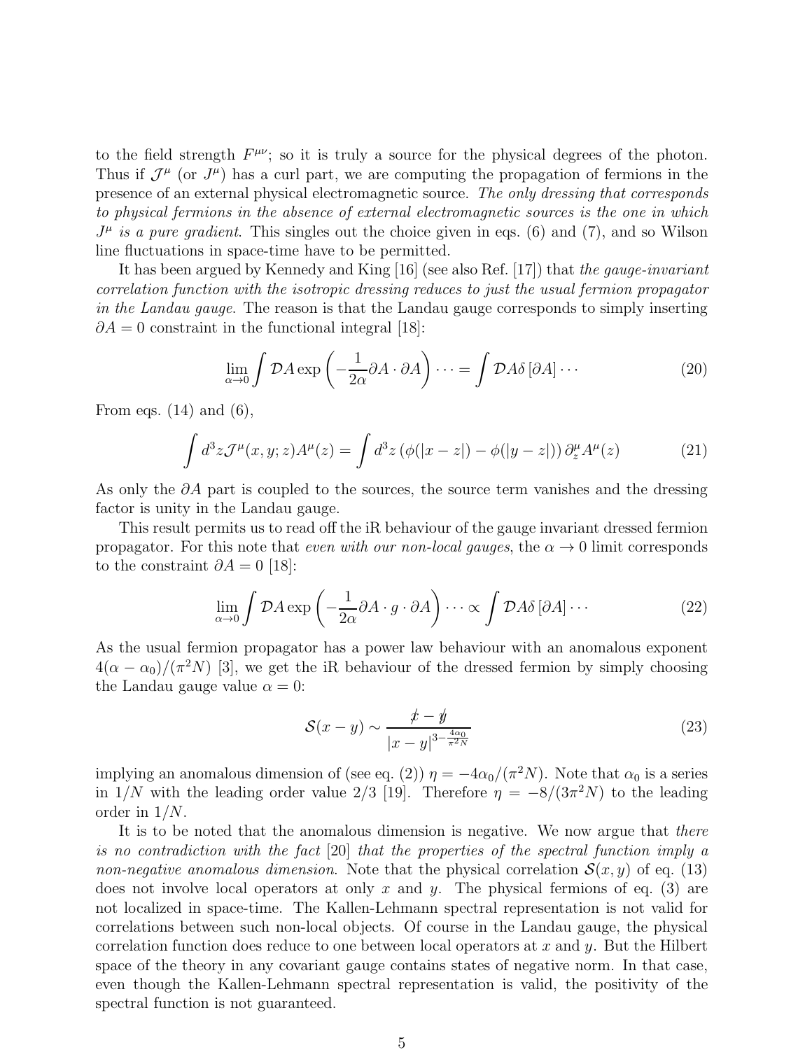to the field strength $F^{\mu\nu}$; so it is truly a source for the physical degrees of the photon. Thus if $\mathcal{J}^\mu$ (or $J^\mu$) has a curl part, we are computing the propagation of fermions in the presence of an external physical electromagnetic source. *The only dressing that corresponds to physical fermions in the absence of external electromagnetic sources is the one in which $J^\mu$ is a pure gradient*. This singles out the choice given in eqs. (6) and (7), and so Wilson line fluctuations in space-time have to be permitted.

It has been argued by Kennedy and King [16] (see also Ref. [17]) that *the gauge-invariant correlation function with the isotropic dressing reduces to just the usual fermion propagator in the Landau gauge*. The reason is that the Landau gauge corresponds to simply inserting $\partial A = 0$ constraint in the functional integral [18]:

$$\lim_{\alpha\to 0}\int \mathcal{D}A \exp\left(-\frac{1}{2\alpha}\partial A\cdot\partial A\right)\cdots = \int \mathcal{D}A\,\delta\left[\partial A\right]\cdots \tag{20}$$

From eqs. (14) and (6),

$$\int d^3z\,\mathcal{J}^\mu(x,y;z)A^\mu(z) = \int d^3z\left(\phi(|x-z|)-\phi(|y-z|)\right)\partial_z^\mu A^\mu(z) \tag{21}$$

As only the $\partial A$ part is coupled to the sources, the source term vanishes and the dressing factor is unity in the Landau gauge.

This result permits us to read off the iR behaviour of the gauge invariant dressed fermion propagator. For this note that *even with our non-local gauges*, the $\alpha\to 0$ limit corresponds to the constraint $\partial A = 0$ [18]:

$$\lim_{\alpha\to 0}\int \mathcal{D}A \exp\left(-\frac{1}{2\alpha}\partial A\cdot g\cdot\partial A\right)\cdots \propto \int \mathcal{D}A\,\delta\left[\partial A\right]\cdots \tag{22}$$

As the usual fermion propagator has a power law behaviour with an anomalous exponent $4(\alpha-\alpha_0)/(\pi^2 N)$ [3], we get the iR behaviour of the dressed fermion by simply choosing the Landau gauge value $\alpha = 0$:

$$\mathcal{S}(x-y) \sim \frac{\not{x}-\not{y}}{|x-y|^{3-\frac{4\alpha_0}{\pi^2 N}}} \tag{23}$$

implying an anomalous dimension of (see eq. (2)) $\eta = -4\alpha_0/(\pi^2 N)$. Note that $\alpha_0$ is a series in $1/N$ with the leading order value $2/3$ [19]. Therefore $\eta = -8/(3\pi^2 N)$ to the leading order in $1/N$.

It is to be noted that the anomalous dimension is negative. We now argue that *there is no contradiction with the fact* [20] *that the properties of the spectral function imply a non-negative anomalous dimension*. Note that the physical correlation $\mathcal{S}(x,y)$ of eq. (13) does not involve local operators at only $x$ and $y$. The physical fermions of eq. (3) are not localized in space-time. The Kallen-Lehmann spectral representation is not valid for correlations between such non-local objects. Of course in the Landau gauge, the physical correlation function does reduce to one between local operators at $x$ and $y$. But the Hilbert space of the theory in any covariant gauge contains states of negative norm. In that case, even though the Kallen-Lehmann spectral representation is valid, the positivity of the spectral function is not guaranteed.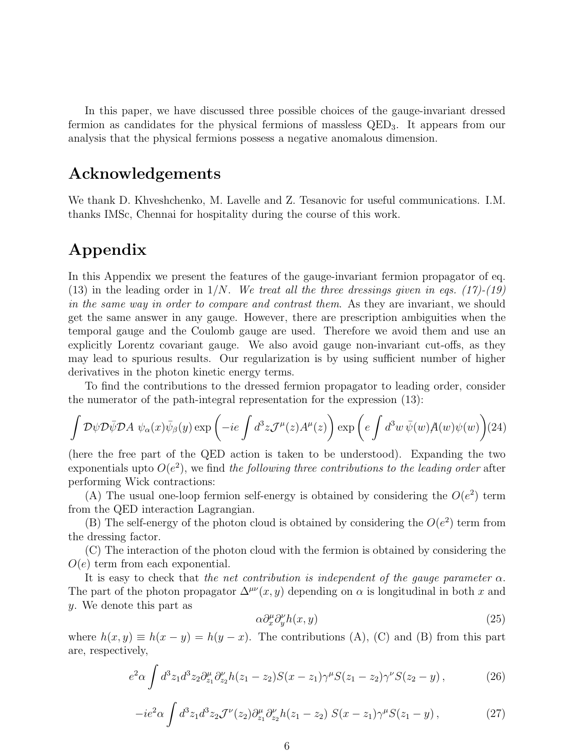In this paper, we have discussed three possible choices of the gauge-invariant dressed fermion as candidates for the physical fermions of massless QED$_3$. It appears from our analysis that the physical fermions possess a negative anomalous dimension.

## Acknowledgements

We thank D. Khveshchenko, M. Lavelle and Z. Tesanovic for useful communications. I.M. thanks IMSc, Chennai for hospitality during the course of this work.

## Appendix

In this Appendix we present the features of the gauge-invariant fermion propagator of eq. (13) in the leading order in $1/N$. *We treat all the three dressings given in eqs. (17)-(19) in the same way in order to compare and contrast them*. As they are invariant, we should get the same answer in any gauge. However, there are prescription ambiguities when the temporal gauge and the Coulomb gauge are used. Therefore we avoid them and use an explicitly Lorentz covariant gauge. We also avoid gauge non-invariant cut-offs, as they may lead to spurious results. Our regularization is by using sufficient number of higher derivatives in the photon kinetic energy terms.

To find the contributions to the dressed fermion propagator to leading order, consider the numerator of the path-integral representation for the expression (13):

$$\int \mathcal{D}\psi \mathcal{D}\bar{\psi} \mathcal{D}A \; \psi_\alpha(x)\bar{\psi}_\beta(y) \exp\left(-ie\int d^3z \mathcal{J}^\mu(z)A^\mu(z)\right) \exp\left(e\int d^3w \, \bar{\psi}(w)\not{A}(w)\psi(w)\right) \quad (24)$$

(here the free part of the QED action is taken to be understood). Expanding the two exponentials upto $O(e^2)$, we find *the following three contributions to the leading order* after performing Wick contractions:

(A) The usual one-loop fermion self-energy is obtained by considering the $O(e^2)$ term from the QED interaction Lagrangian.

(B) The self-energy of the photon cloud is obtained by considering the $O(e^2)$ term from the dressing factor.

(C) The interaction of the photon cloud with the fermion is obtained by considering the $O(e)$ term from each exponential.

It is easy to check that *the net contribution is independent of the gauge parameter* $\alpha$. The part of the photon propagator $\Delta^{\mu\nu}(x,y)$ depending on $\alpha$ is longitudinal in both $x$ and $y$. We denote this part as

$$\alpha \partial_x^\mu \partial_y^\nu h(x,y) \quad (25)$$

where $h(x,y) \equiv h(x-y) = h(y-x)$. The contributions (A), (C) and (B) from this part are, respectively,

$$e^2\alpha \int d^3z_1 d^3z_2 \partial_{z_1}^\mu \partial_{z_2}^\nu h(z_1 - z_2) S(x - z_1)\gamma^\mu S(z_1 - z_2)\gamma^\nu S(z_2 - y)\,, \quad (26)$$

$$-ie^2\alpha \int d^3z_1 d^3z_2 \mathcal{J}^\nu(z_2) \partial_{z_1}^\mu \partial_{z_2}^\nu h(z_1 - z_2) \; S(x - z_1)\gamma^\mu S(z_1 - y)\,, \quad (27)$$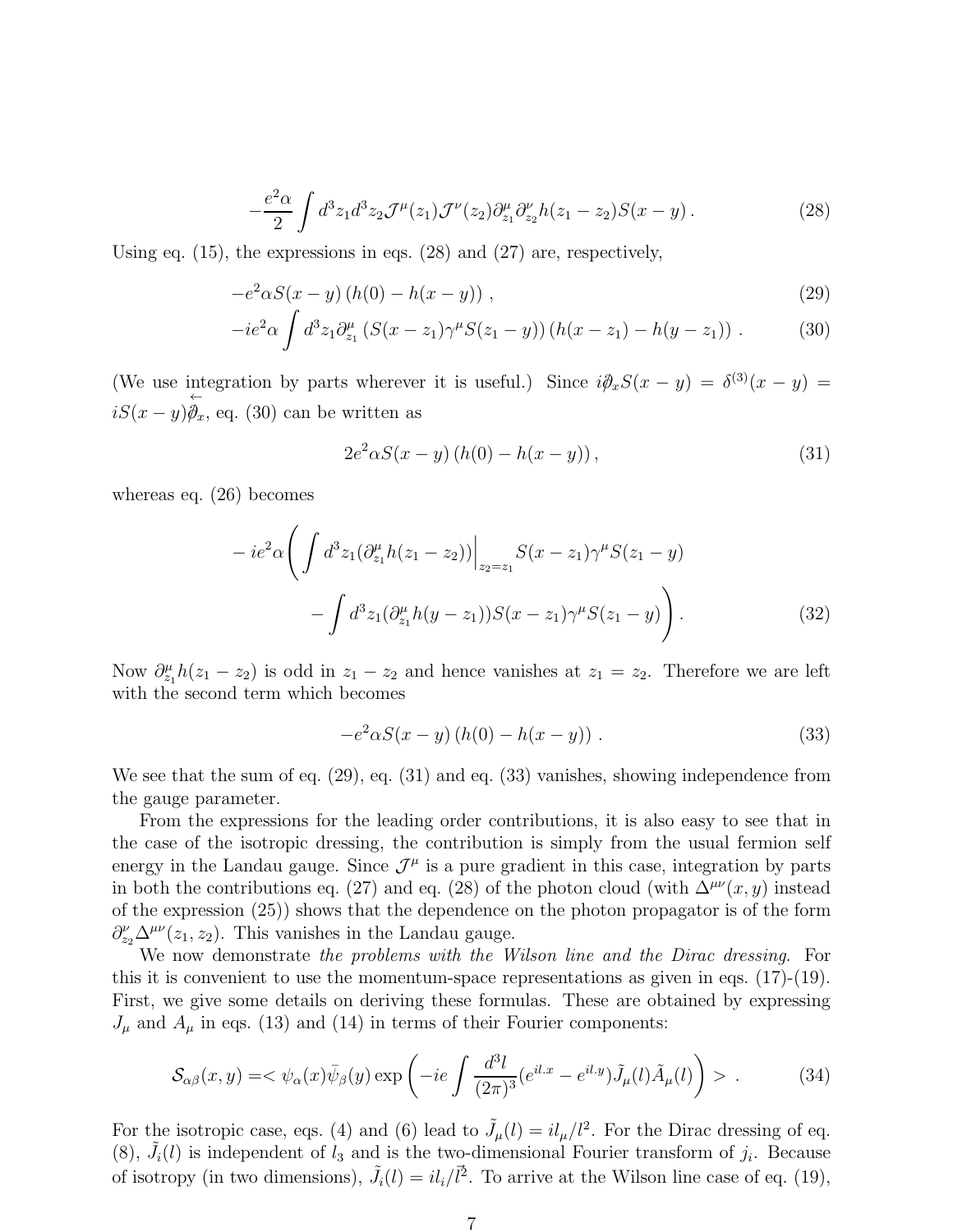$$-\frac{e^2\alpha}{2}\int d^3z_1 d^3z_2 \mathcal{J}^\mu(z_1)\mathcal{J}^\nu(z_2)\partial^\mu_{z_1}\partial^\nu_{z_2}h(z_1-z_2)S(x-y)\,. \tag{28}$$

Using eq. (15), the expressions in eqs. (28) and (27) are, respectively,

$$-e^2\alpha S(x-y)\left(h(0)-h(x-y)\right)\,, \tag{29}$$

$$-ie^2\alpha\int d^3z_1\partial^\mu_{z_1}\left(S(x-z_1)\gamma^\mu S(z_1-y)\right)\left(h(x-z_1)-h(y-z_1)\right)\,. \tag{30}$$

(We use integration by parts wherever it is useful.) Since $i\partial\!\!\!/_x S(x-y)=\delta^{(3)}(x-y)=iS(x-y)\overleftarrow{\partial\!\!\!/}_x$, eq. (30) can be written as

$$2e^2\alpha S(x-y)\left(h(0)-h(x-y)\right), \tag{31}$$

whereas eq. (26) becomes

$$-ie^2\alpha\Bigg(\int d^3z_1(\partial^\mu_{z_1}h(z_1-z_2))\Big|_{z_2=z_1}S(x-z_1)\gamma^\mu S(z_1-y) \\ -\int d^3z_1(\partial^\mu_{z_1}h(y-z_1))S(x-z_1)\gamma^\mu S(z_1-y)\Bigg). \tag{32}$$

Now $\partial^\mu_{z_1}h(z_1-z_2)$ is odd in $z_1-z_2$ and hence vanishes at $z_1=z_2$. Therefore we are left with the second term which becomes

$$-e^2\alpha S(x-y)\left(h(0)-h(x-y)\right)\,. \tag{33}$$

We see that the sum of eq. (29), eq. (31) and eq. (33) vanishes, showing independence from the gauge parameter.

From the expressions for the leading order contributions, it is also easy to see that in the case of the isotropic dressing, the contribution is simply from the usual fermion self energy in the Landau gauge. Since $\mathcal{J}^\mu$ is a pure gradient in this case, integration by parts in both the contributions eq. (27) and eq. (28) of the photon cloud (with $\Delta^{\mu\nu}(x,y)$ instead of the expression (25)) shows that the dependence on the photon propagator is of the form $\partial^\nu_{z_2}\Delta^{\mu\nu}(z_1,z_2)$. This vanishes in the Landau gauge.

We now demonstrate *the problems with the Wilson line and the Dirac dressing*. For this it is convenient to use the momentum-space representations as given in eqs. (17)-(19). First, we give some details on deriving these formulas. These are obtained by expressing $J_\mu$ and $A_\mu$ in eqs. (13) and (14) in terms of their Fourier components:

$$\mathcal{S}_{\alpha\beta}(x,y)=<\psi_\alpha(x)\bar\psi_\beta(y)\exp\left(-ie\int\frac{d^3l}{(2\pi)^3}(e^{il.x}-e^{il.y})\tilde J_\mu(l)\tilde A_\mu(l)\right)>\,. \tag{34}$$

For the isotropic case, eqs. (4) and (6) lead to $\tilde J_\mu(l)=il_\mu/l^2$. For the Dirac dressing of eq. (8), $\tilde J_i(l)$ is independent of $l_3$ and is the two-dimensional Fourier transform of $j_i$. Because of isotropy (in two dimensions), $\tilde J_i(l)=il_i/\vec l^2$. To arrive at the Wilson line case of eq. (19),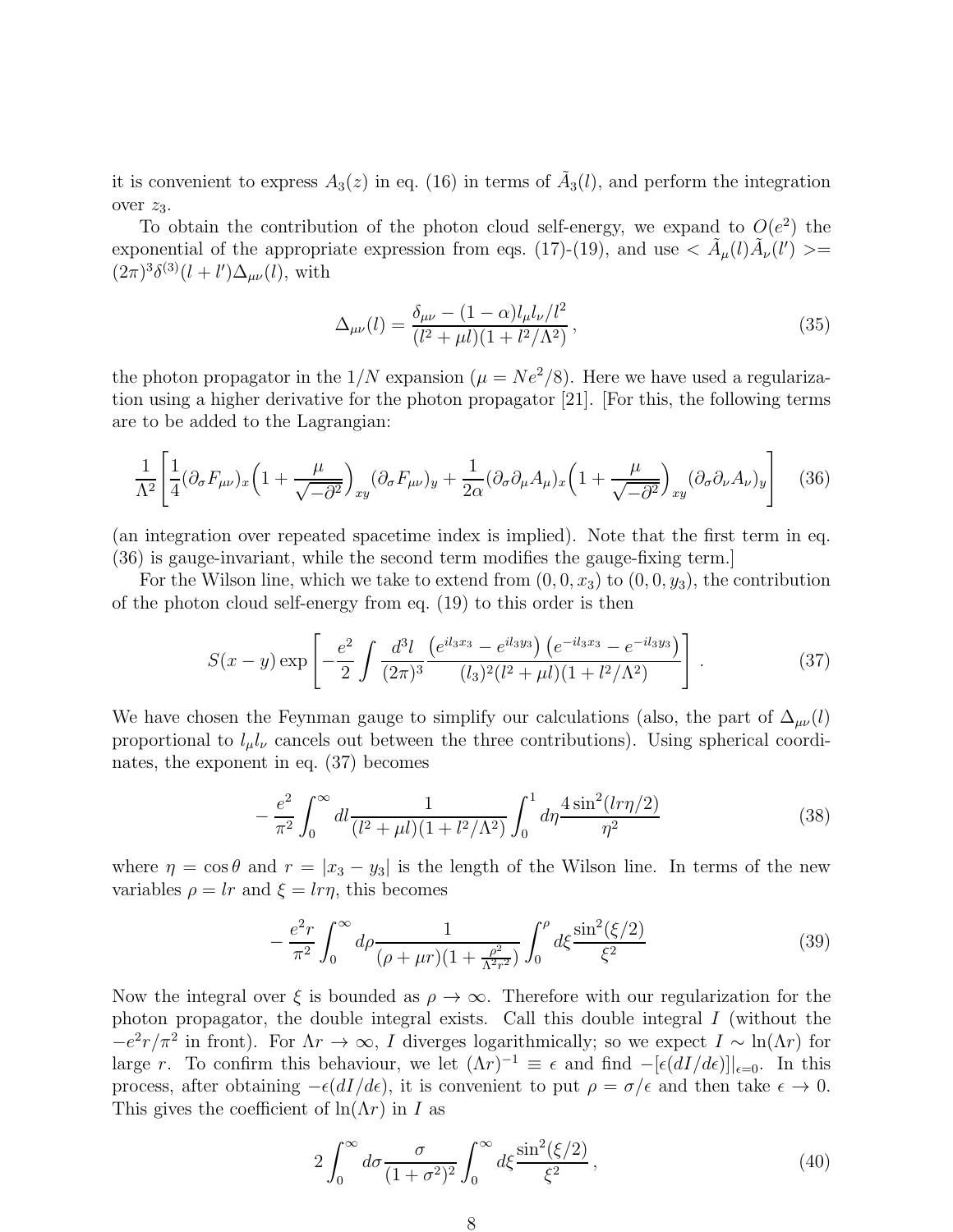it is convenient to express $A_3(z)$ in eq. (16) in terms of $\tilde{A}_3(l)$, and perform the integration over $z_3$.

To obtain the contribution of the photon cloud self-energy, we expand to $O(e^2)$ the exponential of the appropriate expression from eqs. (17)-(19), and use $<\tilde{A}_\mu(l)\tilde{A}_\nu(l')>= (2\pi)^3\delta^{(3)}(l+l')\Delta_{\mu\nu}(l)$, with

$$\Delta_{\mu\nu}(l) = \frac{\delta_{\mu\nu} - (1-\alpha)l_\mu l_\nu/l^2}{(l^2+\mu l)(1+l^2/\Lambda^2)}, \tag{35}$$

the photon propagator in the $1/N$ expansion ($\mu = Ne^2/8$). Here we have used a regularization using a higher derivative for the photon propagator [21]. [For this, the following terms are to be added to the Lagrangian:

$$\frac{1}{\Lambda^2}\left[\frac{1}{4}(\partial_\sigma F_{\mu\nu})_x\Big(1+\frac{\mu}{\sqrt{-\partial^2}}\Big)_{xy}(\partial_\sigma F_{\mu\nu})_y + \frac{1}{2\alpha}(\partial_\sigma\partial_\mu A_\mu)_x\Big(1+\frac{\mu}{\sqrt{-\partial^2}}\Big)_{xy}(\partial_\sigma\partial_\nu A_\nu)_y\right] \tag{36}$$

(an integration over repeated spacetime index is implied). Note that the first term in eq. (36) is gauge-invariant, while the second term modifies the gauge-fixing term.]

For the Wilson line, which we take to extend from $(0,0,x_3)$ to $(0,0,y_3)$, the contribution of the photon cloud self-energy from eq. (19) to this order is then

$$S(x-y)\exp\left[-\frac{e^2}{2}\int\frac{d^3l}{(2\pi)^3}\frac{\left(e^{il_3x_3}-e^{il_3y_3}\right)\left(e^{-il_3x_3}-e^{-il_3y_3}\right)}{(l_3)^2(l^2+\mu l)(1+l^2/\Lambda^2)}\right]. \tag{37}$$

We have chosen the Feynman gauge to simplify our calculations (also, the part of $\Delta_{\mu\nu}(l)$ proportional to $l_\mu l_\nu$ cancels out between the three contributions). Using spherical coordinates, the exponent in eq. (37) becomes

$$-\frac{e^2}{\pi^2}\int_0^\infty dl\frac{1}{(l^2+\mu l)(1+l^2/\Lambda^2)}\int_0^1 d\eta\frac{4\sin^2(lr\eta/2)}{\eta^2} \tag{38}$$

where $\eta = \cos\theta$ and $r = |x_3 - y_3|$ is the length of the Wilson line. In terms of the new variables $\rho = lr$ and $\xi = lr\eta$, this becomes

$$-\frac{e^2 r}{\pi^2}\int_0^\infty d\rho\frac{1}{(\rho+\mu r)(1+\frac{\rho^2}{\Lambda^2 r^2})}\int_0^\rho d\xi\frac{\sin^2(\xi/2)}{\xi^2} \tag{39}$$

Now the integral over $\xi$ is bounded as $\rho\to\infty$. Therefore with our regularization for the photon propagator, the double integral exists. Call this double integral $I$ (without the $-e^2r/\pi^2$ in front). For $\Lambda r\to\infty$, $I$ diverges logarithmically; so we expect $I\sim\ln(\Lambda r)$ for large $r$. To confirm this behaviour, we let $(\Lambda r)^{-1}\equiv\epsilon$ and find $-[\epsilon(dI/d\epsilon)]|_{\epsilon=0}$. In this process, after obtaining $-\epsilon(dI/d\epsilon)$, it is convenient to put $\rho = \sigma/\epsilon$ and then take $\epsilon\to 0$. This gives the coefficient of $\ln(\Lambda r)$ in $I$ as

$$2\int_0^\infty d\sigma\frac{\sigma}{(1+\sigma^2)^2}\int_0^\infty d\xi\frac{\sin^2(\xi/2)}{\xi^2}, \tag{40}$$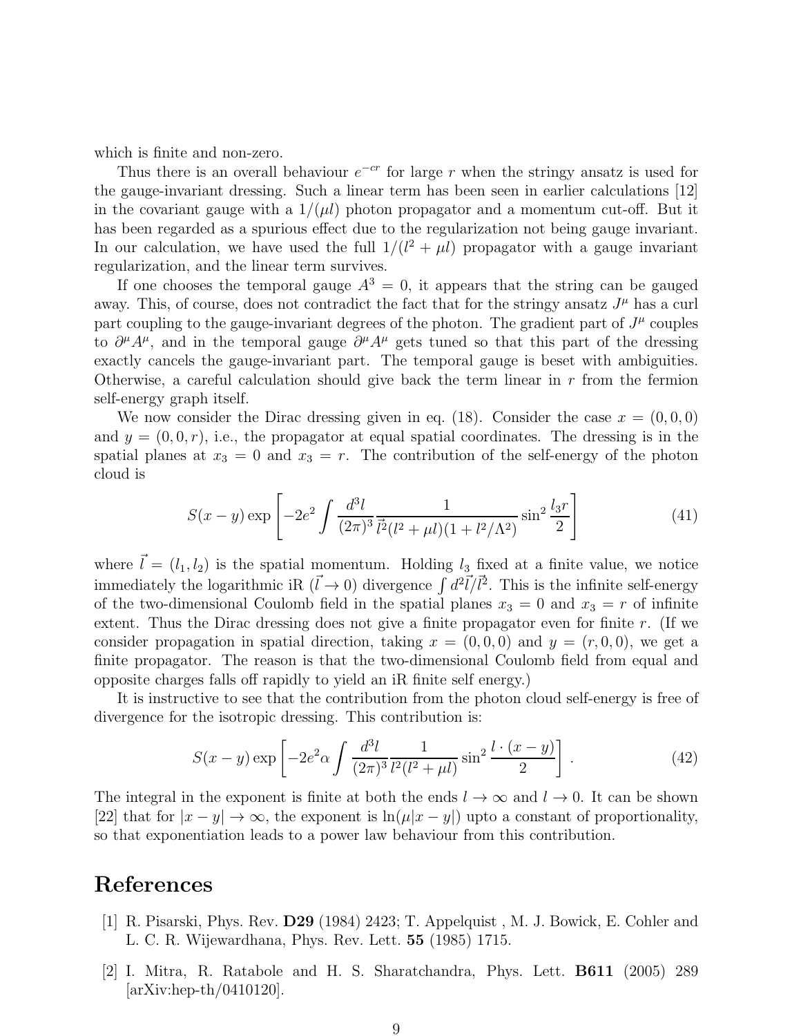which is finite and non-zero.

Thus there is an overall behaviour $e^{-cr}$ for large $r$ when the stringy ansatz is used for the gauge-invariant dressing. Such a linear term has been seen in earlier calculations [12] in the covariant gauge with a $1/(\mu l)$ photon propagator and a momentum cut-off. But it has been regarded as a spurious effect due to the regularization not being gauge invariant. In our calculation, we have used the full $1/(l^2 + \mu l)$ propagator with a gauge invariant regularization, and the linear term survives.

If one chooses the temporal gauge $A^3 = 0$, it appears that the string can be gauged away. This, of course, does not contradict the fact that for the stringy ansatz $J^\mu$ has a curl part coupling to the gauge-invariant degrees of the photon. The gradient part of $J^\mu$ couples to $\partial^\mu A^\mu$, and in the temporal gauge $\partial^\mu A^\mu$ gets tuned so that this part of the dressing exactly cancels the gauge-invariant part. The temporal gauge is beset with ambiguities. Otherwise, a careful calculation should give back the term linear in $r$ from the fermion self-energy graph itself.

We now consider the Dirac dressing given in eq. (18). Consider the case $x = (0, 0, 0)$ and $y = (0, 0, r)$, i.e., the propagator at equal spatial coordinates. The dressing is in the spatial planes at $x_3 = 0$ and $x_3 = r$. The contribution of the self-energy of the photon cloud is

$$S(x - y) \exp\left[-2e^2 \int \frac{d^3l}{(2\pi)^3} \frac{1}{\vec{l}^2(l^2 + \mu l)(1 + l^2/\Lambda^2)} \sin^2 \frac{l_3 r}{2}\right] \tag{41}$$

where $\vec{l} = (l_1, l_2)$ is the spatial momentum. Holding $l_3$ fixed at a finite value, we notice immediately the logarithmic iR ($\vec{l} \to 0$) divergence $\int d^2\vec{l}/\vec{l}^2$. This is the infinite self-energy of the two-dimensional Coulomb field in the spatial planes $x_3 = 0$ and $x_3 = r$ of infinite extent. Thus the Dirac dressing does not give a finite propagator even for finite $r$. (If we consider propagation in spatial direction, taking $x = (0, 0, 0)$ and $y = (r, 0, 0)$, we get a finite propagator. The reason is that the two-dimensional Coulomb field from equal and opposite charges falls off rapidly to yield an iR finite self energy.)

It is instructive to see that the contribution from the photon cloud self-energy is free of divergence for the isotropic dressing. This contribution is:

$$S(x - y) \exp\left[-2e^2\alpha \int \frac{d^3l}{(2\pi)^3} \frac{1}{l^2(l^2 + \mu l)} \sin^2 \frac{l \cdot (x - y)}{2}\right] . \tag{42}$$

The integral in the exponent is finite at both the ends $l \to \infty$ and $l \to 0$. It can be shown [22] that for $|x - y| \to \infty$, the exponent is $\ln(\mu|x - y|)$ upto a constant of proportionality, so that exponentiation leads to a power law behaviour from this contribution.

# References

[1] R. Pisarski, Phys. Rev. **D29** (1984) 2423; T. Appelquist , M. J. Bowick, E. Cohler and L. C. R. Wijewardhana, Phys. Rev. Lett. **55** (1985) 1715.

[2] I. Mitra, R. Ratabole and H. S. Sharatchandra, Phys. Lett. **B611** (2005) 289 [arXiv:hep-th/0410120].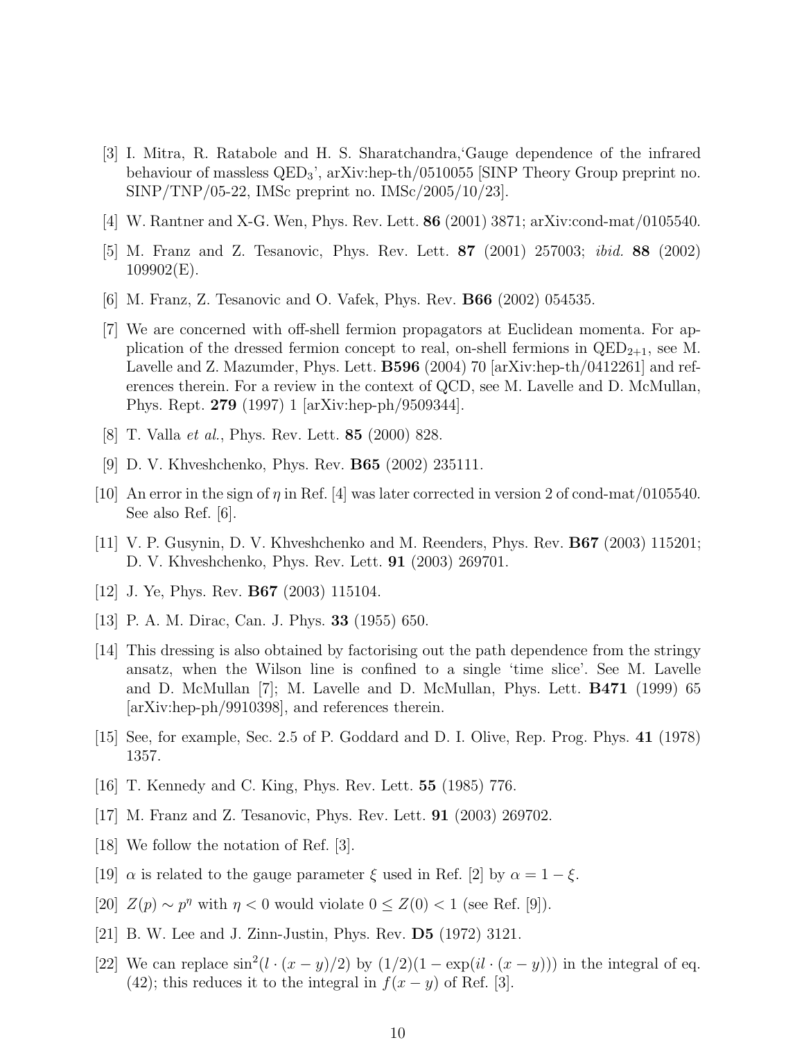[3] I. Mitra, R. Ratabole and H. S. Sharatchandra,'Gauge dependence of the infrared behaviour of massless $QED_3$', arXiv:hep-th/0510055 [SINP Theory Group preprint no. SINP/TNP/05-22, IMSc preprint no. IMSc/2005/10/23].

[4] W. Rantner and X-G. Wen, Phys. Rev. Lett. **86** (2001) 3871; arXiv:cond-mat/0105540.

[5] M. Franz and Z. Tesanovic, Phys. Rev. Lett. **87** (2001) 257003; *ibid.* **88** (2002) 109902(E).

[6] M. Franz, Z. Tesanovic and O. Vafek, Phys. Rev. **B66** (2002) 054535.

[7] We are concerned with off-shell fermion propagators at Euclidean momenta. For application of the dressed fermion concept to real, on-shell fermions in $QED_{2+1}$, see M. Lavelle and Z. Mazumder, Phys. Lett. **B596** (2004) 70 [arXiv:hep-th/0412261] and references therein. For a review in the context of QCD, see M. Lavelle and D. McMullan, Phys. Rept. **279** (1997) 1 [arXiv:hep-ph/9509344].

[8] T. Valla *et al.*, Phys. Rev. Lett. **85** (2000) 828.

[9] D. V. Khveshchenko, Phys. Rev. **B65** (2002) 235111.

[10] An error in the sign of $\eta$ in Ref. [4] was later corrected in version 2 of cond-mat/0105540. See also Ref. [6].

[11] V. P. Gusynin, D. V. Khveshchenko and M. Reenders, Phys. Rev. **B67** (2003) 115201; D. V. Khveshchenko, Phys. Rev. Lett. **91** (2003) 269701.

[12] J. Ye, Phys. Rev. **B67** (2003) 115104.

[13] P. A. M. Dirac, Can. J. Phys. **33** (1955) 650.

[14] This dressing is also obtained by factorising out the path dependence from the stringy ansatz, when the Wilson line is confined to a single 'time slice'. See M. Lavelle and D. McMullan [7]; M. Lavelle and D. McMullan, Phys. Lett. **B471** (1999) 65 [arXiv:hep-ph/9910398], and references therein.

[15] See, for example, Sec. 2.5 of P. Goddard and D. I. Olive, Rep. Prog. Phys. **41** (1978) 1357.

[16] T. Kennedy and C. King, Phys. Rev. Lett. **55** (1985) 776.

[17] M. Franz and Z. Tesanovic, Phys. Rev. Lett. **91** (2003) 269702.

[18] We follow the notation of Ref. [3].

[19] $\alpha$ is related to the gauge parameter $\xi$ used in Ref. [2] by $\alpha = 1 - \xi$.

[20] $Z(p) \sim p^{\eta}$ with $\eta < 0$ would violate $0 \leq Z(0) < 1$ (see Ref. [9]).

[21] B. W. Lee and J. Zinn-Justin, Phys. Rev. **D5** (1972) 3121.

[22] We can replace $\sin^2(l \cdot (x - y)/2)$ by $(1/2)(1 - \exp(il \cdot (x - y)))$ in the integral of eq. (42); this reduces it to the integral in $f(x - y)$ of Ref. [3].